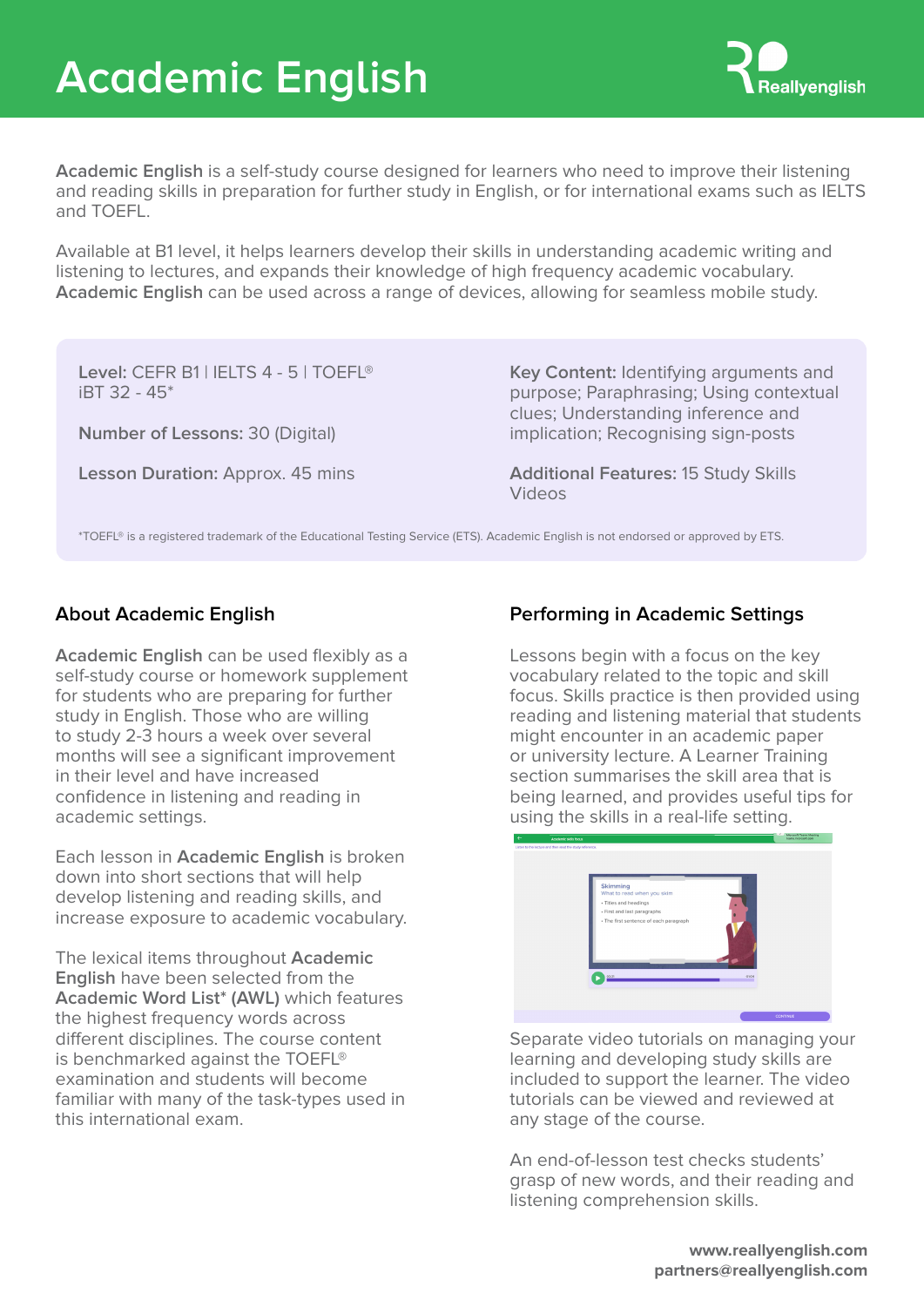# Academic English

**Academic English** is a self-study course designed for learners who need to improve their listening and reading skills in preparation for further study in English, or for international exams such as IELTS and TOEFL.

Available at B1 level, it helps learners develop their skills in understanding academic writing and listening to lectures, and expands their knowledge of high frequency academic vocabulary. **Academic English** can be used across a range of devices, allowing for seamless mobile study.

**Level:** CEFR B1 | IELTS 4 - 5 | TOEFL® iBT 32 - 45*

**Number of Lessons:** 30 (Digital)

**Lesson Duration:** Approx. 45 mins

**Key Content:** Identifying arguments and purpose; Paraphrasing; Using contextual clues; Understanding inference and implication; Recognising sign-posts

**Additional Features:** 15 Study Skills Videos

*TOEFL® is a registered trademark of the Educational Testing Service (ETS). Academic English is not endorsed or approved by ETS.

## About Academic English

**Academic English** can be used flexibly as a self-study course or homework supplement for students who are preparing for further study in English. Those who are willing to study 2-3 hours a week over several months will see a significant improvement in their level and have increased confidence in listening and reading in academic settings.

Each lesson in **Academic English** is broken down into short sections that will help develop listening and reading skills, and increase exposure to academic vocabulary.

The lexical items throughout **Academic English** have been selected from the **Academic Word List* (AWL)** which features the highest frequency words across different disciplines. The course content is benchmarked against the TOEFL® examination and students will become familiar with many of the task-types used in this international exam.

## Performing in Academic Settings

Lessons begin with a focus on the key vocabulary related to the topic and skill focus. Skills practice is then provided using reading and listening material that students might encounter in an academic paper or university lecture. A Learner Training section summarises the skill area that is being learned, and provides useful tips for using the skills in a real-life setting.

Separate video tutorials on managing your learning and developing study skills are included to support the learner. The video tutorials can be viewed and reviewed at any stage of the course.

An end-of-lesson test checks students' grasp of new words, and their reading and listening comprehension skills.

**www.reallyenglish.com**
**partners@reallyenglish.com**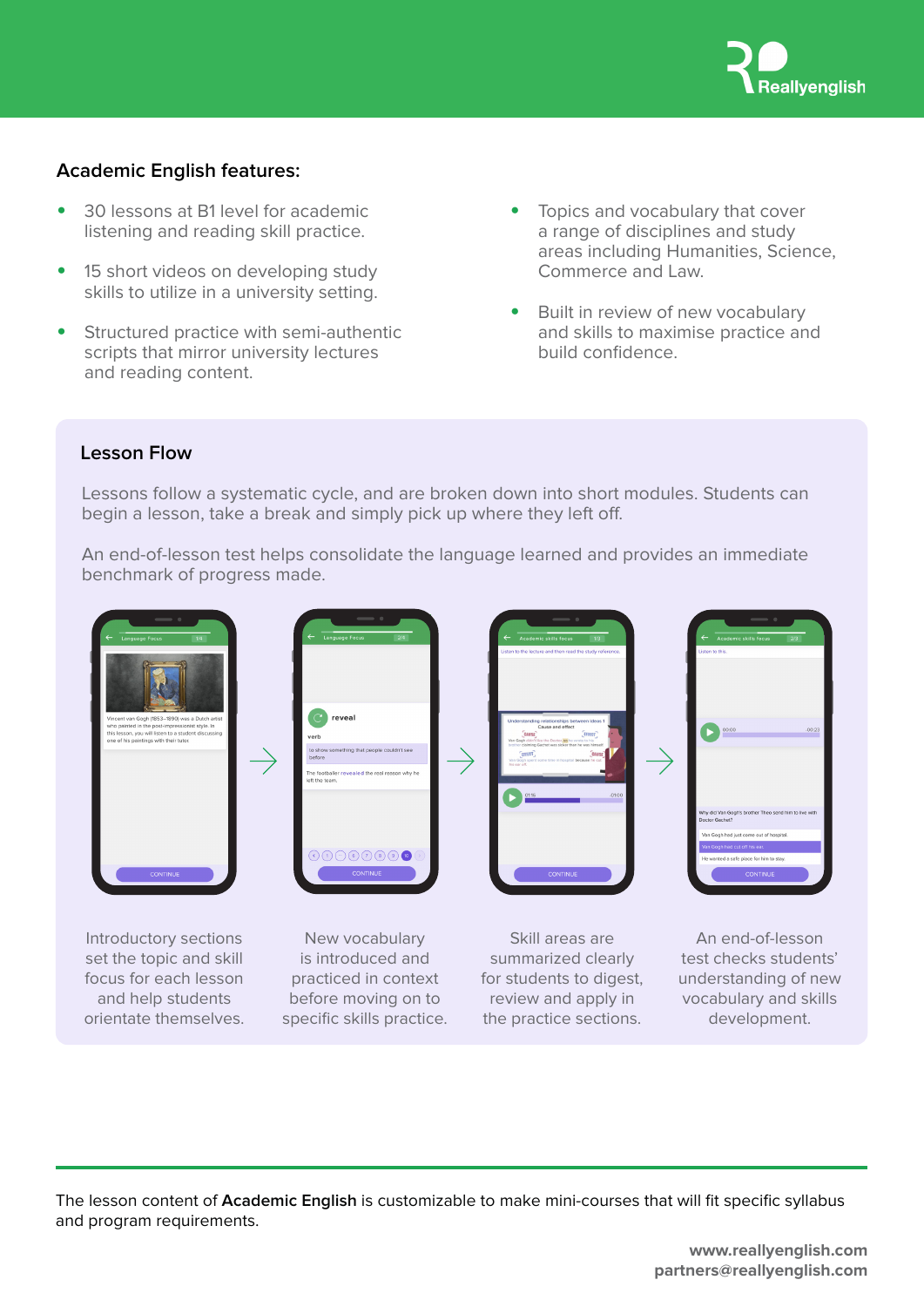## Academic English features:

- 30 lessons at B1 level for academic listening and reading skill practice.
- 15 short videos on developing study skills to utilize in a university setting.
- Structured practice with semi-authentic scripts that mirror university lectures and reading content.
- Topics and vocabulary that cover a range of disciplines and study areas including Humanities, Science, Commerce and Law.
- Built in review of new vocabulary and skills to maximise practice and build confidence.

## Lesson Flow

Lessons follow a systematic cycle, and are broken down into short modules. Students can begin a lesson, take a break and simply pick up where they left off.

An end-of-lesson test helps consolidate the language learned and provides an immediate benchmark of progress made.

Introductory sections set the topic and skill focus for each lesson and help students orientate themselves.

New vocabulary is introduced and practiced in context before moving on to specific skills practice.

Skill areas are summarized clearly for students to digest, review and apply in the practice sections.

An end-of-lesson test checks students' understanding of new vocabulary and skills development.

The lesson content of **Academic English** is customizable to make mini-courses that will fit specific syllabus and program requirements.

**www.reallyenglish.com**
**partners@reallyenglish.com**